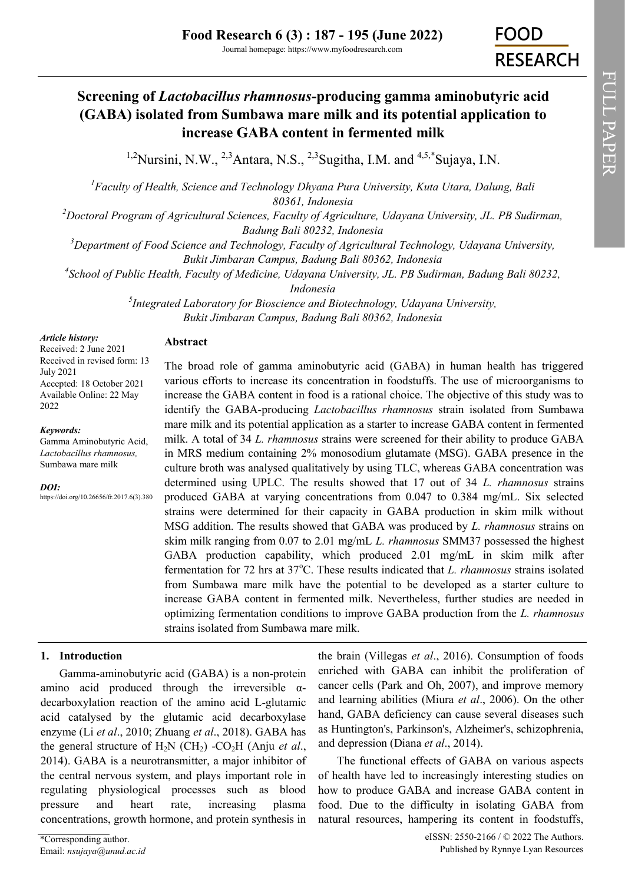# Screening of *Lactobacillus rhamnosus*-producing gamma aminobutyric acid (GABA) isolated from Sumbawa mare milk and its potential application to increase GABA content in fermented milk

[1,2]Nursini, N.W., [2,3]Antara, N.S., [2,3]Sugitha, I.M. and [4,5,*]Sujaya, I.N.

[1]*Faculty of Health, Science and Technology Dhyana Pura University, Kuta Utara, Dalung, Bali 80361, Indonesia*

[2]*Doctoral Program of Agricultural Sciences, Faculty of Agriculture, Udayana University, JL. PB Sudirman, Badung Bali 80232, Indonesia*

[3]*Department of Food Science and Technology, Faculty of Agricultural Technology, Udayana University, Bukit Jimbaran Campus, Badung Bali 80362, Indonesia*

[4]*School of Public Health, Faculty of Medicine, Udayana University, JL. PB Sudirman, Badung Bali 80232, Indonesia*

[5]*Integrated Laboratory for Bioscience and Biotechnology, Udayana University, Bukit Jimbaran Campus, Badung Bali 80362, Indonesia*

***Article history:***
Received: 2 June 2021
Received in revised form: 13 July 2021
Accepted: 18 October 2021
Available Online: 22 May 2022

***Keywords:***
Gamma Aminobutyric Acid, *Lactobacillus rhamnosus,* Sumbawa mare milk

***DOI:***
https://doi.org/10.26656/fr.2017.6(3).380

## Abstract

The broad role of gamma aminobutyric acid (GABA) in human health has triggered various efforts to increase its concentration in foodstuffs. The use of microorganisms to increase the GABA content in food is a rational choice. The objective of this study was to identify the GABA-producing *Lactobacillus rhamnosus* strain isolated from Sumbawa mare milk and its potential application as a starter to increase GABA content in fermented milk. A total of 34 *L. rhamnosus* strains were screened for their ability to produce GABA in MRS medium containing 2% monosodium glutamate (MSG). GABA presence in the culture broth was analysed qualitatively by using TLC, whereas GABA concentration was determined using UPLC. The results showed that 17 out of 34 *L. rhamnosus* strains produced GABA at varying concentrations from 0.047 to 0.384 mg/mL. Six selected strains were determined for their capacity in GABA production in skim milk without MSG addition. The results showed that GABA was produced by *L. rhamnosus* strains on skim milk ranging from 0.07 to 2.01 mg/mL *L. rhamnosus* SMM37 possessed the highest GABA production capability, which produced 2.01 mg/mL in skim milk after fermentation for 72 hrs at 37°C. These results indicated that *L. rhamnosus* strains isolated from Sumbawa mare milk have the potential to be developed as a starter culture to increase GABA content in fermented milk. Nevertheless, further studies are needed in optimizing fermentation conditions to improve GABA production from the *L. rhamnosus* strains isolated from Sumbawa mare milk.

## 1. Introduction

Gamma-aminobutyric acid (GABA) is a non-protein amino acid produced through the irreversible α-decarboxylation reaction of the amino acid L-glutamic acid catalysed by the glutamic acid decarboxylase enzyme (Li *et al*., 2010; Zhuang *et al*., 2018). GABA has the general structure of $H_2N$ $(CH_2)$ $-CO_2H$ (Anju *et al*., 2014). GABA is a neurotransmitter, a major inhibitor of the central nervous system, and plays important role in regulating physiological processes such as blood pressure and heart rate, increasing plasma concentrations, growth hormone, and protein synthesis in the brain (Villegas *et al*., 2016). Consumption of foods enriched with GABA can inhibit the proliferation of cancer cells (Park and Oh, 2007), and improve memory and learning abilities (Miura *et al*., 2006). On the other hand, GABA deficiency can cause several diseases such as Huntington's, Parkinson's, Alzheimer's, schizophrenia, and depression (Diana *et al*., 2014).

The functional effects of GABA on various aspects of health have led to increasingly interesting studies on how to produce GABA and increase GABA content in food. Due to the difficulty in isolating GABA from natural resources, hampering its content in foodstuffs,

\*Corresponding author.
Email: *nsujaya@unud.ac.id*

eISSN: 2550-2166 / © 2022 The Authors.
Published by Rynnye Lyan Resources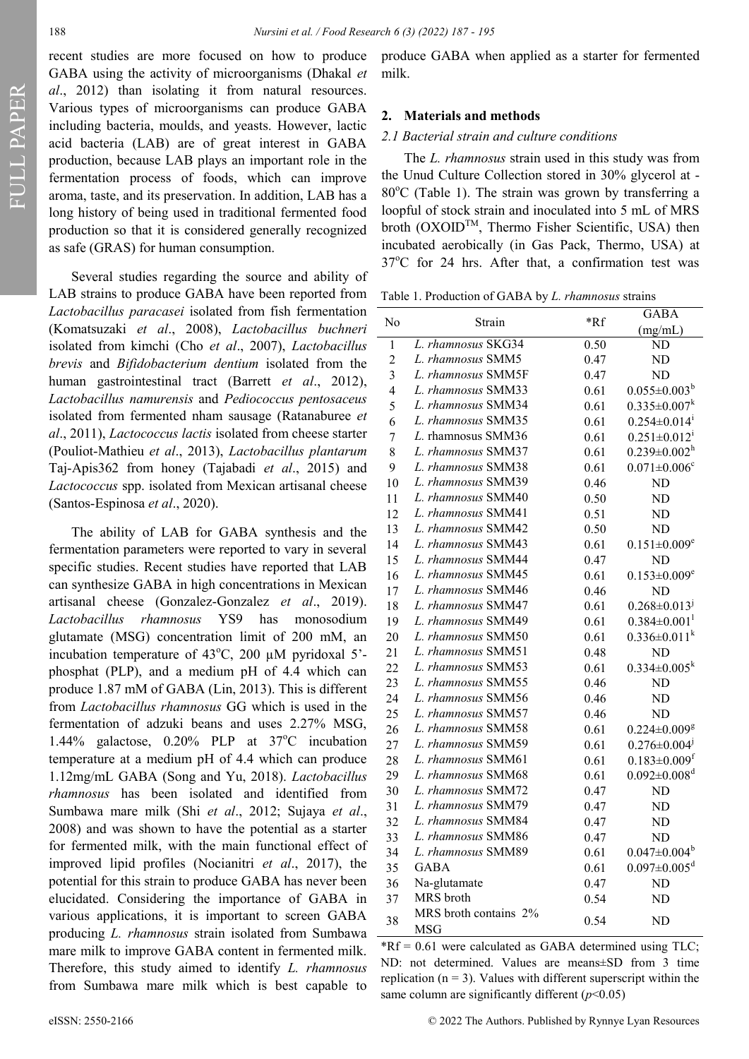recent studies are more focused on how to produce GABA using the activity of microorganisms (Dhakal *et al*., 2012) than isolating it from natural resources. Various types of microorganisms can produce GABA including bacteria, moulds, and yeasts. However, lactic acid bacteria (LAB) are of great interest in GABA production, because LAB plays an important role in the fermentation process of foods, which can improve aroma, taste, and its preservation. In addition, LAB has a long history of being used in traditional fermented food production so that it is considered generally recognized as safe (GRAS) for human consumption.

Several studies regarding the source and ability of LAB strains to produce GABA have been reported from *Lactobacillus paracasei* isolated from fish fermentation (Komatsuzaki *et al*., 2008), *Lactobacillus buchneri* isolated from kimchi (Cho *et al*., 2007), *Lactobacillus brevis* and *Bifidobacterium dentium* isolated from the human gastrointestinal tract (Barrett *et al*., 2012), *Lactobacillus namurensis* and *Pediococcus pentosaceus* isolated from fermented nham sausage (Ratanaburee *et al*., 2011), *Lactococcus lactis* isolated from cheese starter (Pouliot-Mathieu *et al*., 2013), *Lactobacillus plantarum* Taj-Apis362 from honey (Tajabadi *et al*., 2015) and *Lactococcus* spp. isolated from Mexican artisanal cheese (Santos-Espinosa *et al*., 2020).

The ability of LAB for GABA synthesis and the fermentation parameters were reported to vary in several specific studies. Recent studies have reported that LAB can synthesize GABA in high concentrations in Mexican artisanal cheese (Gonzalez-Gonzalez *et al*., 2019). *Lactobacillus rhamnosus* YS9 has monosodium glutamate (MSG) concentration limit of 200 mM, an incubation temperature of 43°C, 200 µM pyridoxal 5'-phosphat (PLP), and a medium pH of 4.4 which can produce 1.87 mM of GABA (Lin, 2013). This is different from *Lactobacillus rhamnosus* GG which is used in the fermentation of adzuki beans and uses 2.27% MSG, 1.44% galactose, 0.20% PLP at 37°C incubation temperature at a medium pH of 4.4 which can produce 1.12mg/mL GABA (Song and Yu, 2018). *Lactobacillus rhamnosus* has been isolated and identified from Sumbawa mare milk (Shi *et al*., 2012; Sujaya *et al*., 2008) and was shown to have the potential as a starter for fermented milk, with the main functional effect of improved lipid profiles (Nocianitri *et al*., 2017), the potential for this strain to produce GABA has never been elucidated. Considering the importance of GABA in various applications, it is important to screen GABA producing *L. rhamnosus* strain isolated from Sumbawa mare milk to improve GABA content in fermented milk. Therefore, this study aimed to identify *L. rhamnosus* from Sumbawa mare milk which is best capable to produce GABA when applied as a starter for fermented milk.

## 2. Materials and methods

### 2.1 Bacterial strain and culture conditions

The *L. rhamnosus* strain used in this study was from the Unud Culture Collection stored in 30% glycerol at -80°C (Table 1). The strain was grown by transferring a loopful of stock strain and inoculated into 5 mL of MRS broth (OXOID™, Thermo Fisher Scientific, USA) then incubated aerobically (in Gas Pack, Thermo, USA) at 37°C for 24 hrs. After that, a confirmation test was

Table 1. Production of GABA by *L. rhamnosus* strains

| No | Strain | *Rf | GABA (mg/mL) |
|---|---|---|---|
| 1 | *L. rhamnosus* SKG34 | 0.50 | ND |
| 2 | *L. rhamnosus* SMM5 | 0.47 | ND |
| 3 | *L. rhamnosus* SMM5F | 0.47 | ND |
| 4 | *L. rhamnosus* SMM33 | 0.61 | $0.055\pm0.003^{b}$ |
| 5 | *L. rhamnosus* SMM34 | 0.61 | $0.335\pm0.007^{k}$ |
| 6 | *L. rhamnosus* SMM35 | 0.61 | $0.254\pm0.014^{i}$ |
| 7 | *L.* rhamnosus SMM36 | 0.61 | $0.251\pm0.012^{i}$ |
| 8 | *L. rhamnosus* SMM37 | 0.61 | $0.239\pm0.002^{h}$ |
| 9 | *L. rhamnosus* SMM38 | 0.61 | $0.071\pm0.006^{c}$ |
| 10 | *L. rhamnosus* SMM39 | 0.46 | ND |
| 11 | *L. rhamnosus* SMM40 | 0.50 | ND |
| 12 | *L. rhamnosus* SMM41 | 0.51 | ND |
| 13 | *L. rhamnosus* SMM42 | 0.50 | ND |
| 14 | *L. rhamnosus* SMM43 | 0.61 | $0.151\pm0.009^{e}$ |
| 15 | *L. rhamnosus* SMM44 | 0.47 | ND |
| 16 | *L. rhamnosus* SMM45 | 0.61 | $0.153\pm0.009^{e}$ |
| 17 | *L. rhamnosus* SMM46 | 0.46 | ND |
| 18 | *L. rhamnosus* SMM47 | 0.61 | $0.268\pm0.013^{j}$ |
| 19 | *L. rhamnosus* SMM49 | 0.61 | $0.384\pm0.001^{l}$ |
| 20 | *L. rhamnosus* SMM50 | 0.61 | $0.336\pm0.011^{k}$ |
| 21 | *L. rhamnosus* SMM51 | 0.48 | ND |
| 22 | *L. rhamnosus* SMM53 | 0.61 | $0.334\pm0.005^{k}$ |
| 23 | *L. rhamnosus* SMM55 | 0.46 | ND |
| 24 | *L. rhamnosus* SMM56 | 0.46 | ND |
| 25 | *L. rhamnosus* SMM57 | 0.46 | ND |
| 26 | *L. rhamnosus* SMM58 | 0.61 | $0.224\pm0.009^{g}$ |
| 27 | *L. rhamnosus* SMM59 | 0.61 | $0.276\pm0.004^{j}$ |
| 28 | *L. rhamnosus* SMM61 | 0.61 | $0.183\pm0.009^{f}$ |
| 29 | *L. rhamnosus* SMM68 | 0.61 | $0.092\pm0.008^{d}$ |
| 30 | *L. rhamnosus* SMM72 | 0.47 | ND |
| 31 | *L. rhamnosus* SMM79 | 0.47 | ND |
| 32 | *L. rhamnosus* SMM84 | 0.47 | ND |
| 33 | *L. rhamnosus* SMM86 | 0.47 | ND |
| 34 | *L. rhamnosus* SMM89 | 0.61 | $0.047\pm0.004^{b}$ |
| 35 | GABA | 0.61 | $0.097\pm0.005^{d}$ |
| 36 | Na-glutamate | 0.47 | ND |
| 37 | MRS broth | 0.54 | ND |
| 38 | MRS broth contains 2% MSG | 0.54 | ND |

*Rf = 0.61 were calculated as GABA determined using TLC; ND: not determined. Values are means±SD from 3 time replication (n = 3). Values with different superscript within the same column are significantly different ($p<0.05$)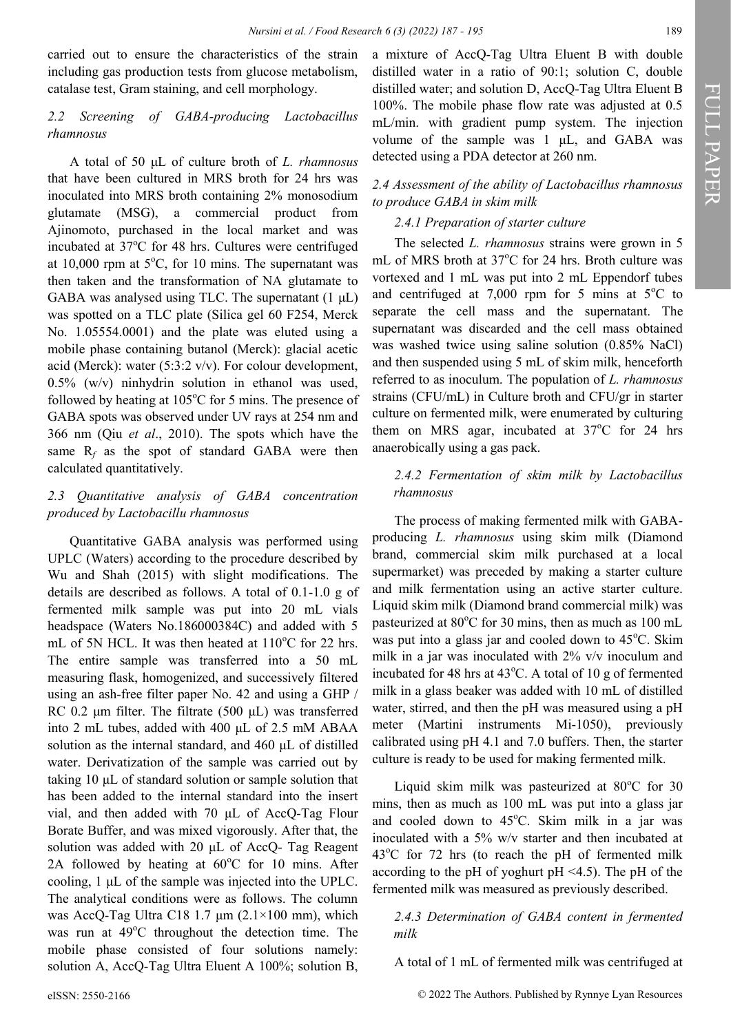carried out to ensure the characteristics of the strain including gas production tests from glucose metabolism, catalase test, Gram staining, and cell morphology.

### 2.2 Screening of GABA-producing *Lactobacillus rhamnosus*

A total of 50 μL of culture broth of *L. rhamnosus* that have been cultured in MRS broth for 24 hrs was inoculated into MRS broth containing 2% monosodium glutamate (MSG), a commercial product from Ajinomoto, purchased in the local market and was incubated at 37°C for 48 hrs. Cultures were centrifuged at 10,000 rpm at 5°C, for 10 mins. The supernatant was then taken and the transformation of NA glutamate to GABA was analysed using TLC. The supernatant (1 μL) was spotted on a TLC plate (Silica gel 60 F254, Merck No. 1.05554.0001) and the plate was eluted using a mobile phase containing butanol (Merck): glacial acetic acid (Merck): water (5:3:2 v/v). For colour development, 0.5% (w/v) ninhydrin solution in ethanol was used, followed by heating at 105°C for 5 mins. The presence of GABA spots was observed under UV rays at 254 nm and 366 nm (Qiu *et al*., 2010). The spots which have the same $R_f$ as the spot of standard GABA were then calculated quantitatively.

### 2.3 Quantitative analysis of GABA concentration produced by *Lactobacillu rhamnosus*

Quantitative GABA analysis was performed using UPLC (Waters) according to the procedure described by Wu and Shah (2015) with slight modifications. The details are described as follows. A total of 0.1-1.0 g of fermented milk sample was put into 20 mL vials headspace (Waters No.186000384C) and added with 5 mL of 5N HCL. It was then heated at 110°C for 22 hrs. The entire sample was transferred into a 50 mL measuring flask, homogenized, and successively filtered using an ash-free filter paper No. 42 and using a GHP / RC 0.2 μm filter. The filtrate (500 μL) was transferred into 2 mL tubes, added with 400 μL of 2.5 mM ABAA solution as the internal standard, and 460 μL of distilled water. Derivatization of the sample was carried out by taking 10 μL of standard solution or sample solution that has been added to the internal standard into the insert vial, and then added with 70 μL of AccQ-Tag Flour Borate Buffer, and was mixed vigorously. After that, the solution was added with 20 μL of AccQ- Tag Reagent 2A followed by heating at 60°C for 10 mins. After cooling, 1 μL of the sample was injected into the UPLC. The analytical conditions were as follows. The column was AccQ-Tag Ultra C18 1.7 μm (2.1×100 mm), which was run at 49°C throughout the detection time. The mobile phase consisted of four solutions namely: solution A, AccQ-Tag Ultra Eluent A 100%; solution B, a mixture of AccQ-Tag Ultra Eluent B with double distilled water in a ratio of 90:1; solution C, double distilled water; and solution D, AccQ-Tag Ultra Eluent B 100%. The mobile phase flow rate was adjusted at 0.5 mL/min. with gradient pump system. The injection volume of the sample was 1 μL, and GABA was detected using a PDA detector at 260 nm.

### 2.4 Assessment of the ability of *Lactobacillus rhamnosus* to produce GABA in skim milk

#### 2.4.1 Preparation of starter culture

The selected *L. rhamnosus* strains were grown in 5 mL of MRS broth at 37°C for 24 hrs. Broth culture was vortexed and 1 mL was put into 2 mL Eppendorf tubes and centrifuged at 7,000 rpm for 5 mins at 5°C to separate the cell mass and the supernatant. The supernatant was discarded and the cell mass obtained was washed twice using saline solution (0.85% NaCl) and then suspended using 5 mL of skim milk, henceforth referred to as inoculum. The population of *L. rhamnosus* strains (CFU/mL) in Culture broth and CFU/gr in starter culture on fermented milk, were enumerated by culturing them on MRS agar, incubated at 37°C for 24 hrs anaerobically using a gas pack.

#### 2.4.2 Fermentation of skim milk by *Lactobacillus rhamnosus*

The process of making fermented milk with GABA-producing *L. rhamnosus* using skim milk (Diamond brand, commercial skim milk purchased at a local supermarket) was preceded by making a starter culture and milk fermentation using an active starter culture. Liquid skim milk (Diamond brand commercial milk) was pasteurized at 80°C for 30 mins, then as much as 100 mL was put into a glass jar and cooled down to 45°C. Skim milk in a jar was inoculated with 2% v/v inoculum and incubated for 48 hrs at 43°C. A total of 10 g of fermented milk in a glass beaker was added with 10 mL of distilled water, stirred, and then the pH was measured using a pH meter (Martini instruments Mi-1050), previously calibrated using pH 4.1 and 7.0 buffers. Then, the starter culture is ready to be used for making fermented milk.

Liquid skim milk was pasteurized at 80°C for 30 mins, then as much as 100 mL was put into a glass jar and cooled down to 45°C. Skim milk in a jar was inoculated with a 5% w/v starter and then incubated at 43°C for 72 hrs (to reach the pH of fermented milk according to the pH of yoghurt pH <4.5). The pH of the fermented milk was measured as previously described.

#### 2.4.3 Determination of GABA content in fermented milk

A total of 1 mL of fermented milk was centrifuged at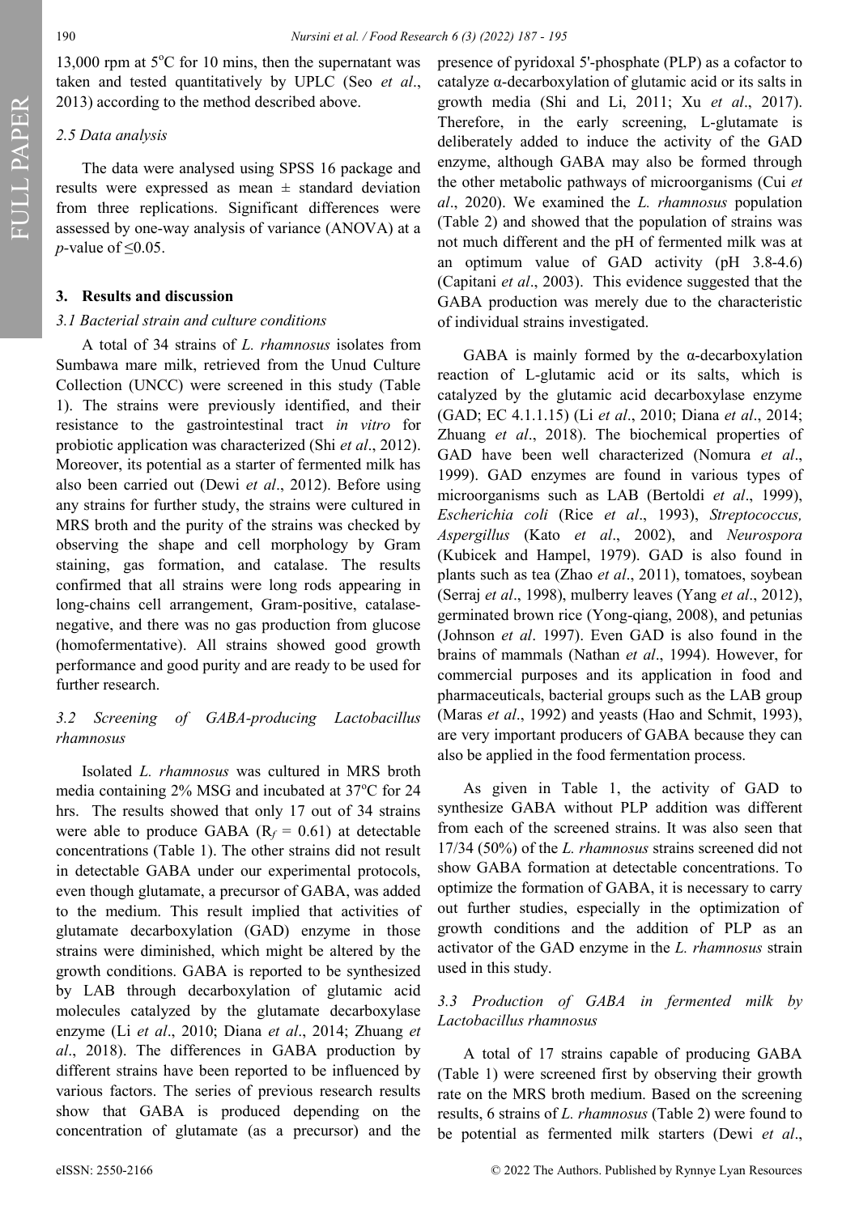13,000 rpm at 5°C for 10 mins, then the supernatant was taken and tested quantitatively by UPLC (Seo *et al*., 2013) according to the method described above.

### *2.5 Data analysis*

The data were analysed using SPSS 16 package and results were expressed as mean ± standard deviation from three replications. Significant differences were assessed by one-way analysis of variance (ANOVA) at a *p*-value of ≤0.05.

## 3. Results and discussion

### *3.1 Bacterial strain and culture conditions*

A total of 34 strains of *L. rhamnosus* isolates from Sumbawa mare milk, retrieved from the Unud Culture Collection (UNCC) were screened in this study (Table 1). The strains were previously identified, and their resistance to the gastrointestinal tract *in vitro* for probiotic application was characterized (Shi *et al*., 2012). Moreover, its potential as a starter of fermented milk has also been carried out (Dewi *et al*., 2012). Before using any strains for further study, the strains were cultured in MRS broth and the purity of the strains was checked by observing the shape and cell morphology by Gram staining, gas formation, and catalase. The results confirmed that all strains were long rods appearing in long-chains cell arrangement, Gram-positive, catalase-negative, and there was no gas production from glucose (homofermentative). All strains showed good growth performance and good purity and are ready to be used for further research.

### *3.2 Screening of GABA-producing Lactobacillus rhamnosus*

Isolated *L. rhamnosus* was cultured in MRS broth media containing 2% MSG and incubated at 37°C for 24 hrs. The results showed that only 17 out of 34 strains were able to produce GABA ($R_f$ = 0.61) at detectable concentrations (Table 1). The other strains did not result in detectable GABA under our experimental protocols, even though glutamate, a precursor of GABA, was added to the medium. This result implied that activities of glutamate decarboxylation (GAD) enzyme in those strains were diminished, which might be altered by the growth conditions. GABA is reported to be synthesized by LAB through decarboxylation of glutamic acid molecules catalyzed by the glutamate decarboxylase enzyme (Li *et al*., 2010; Diana *et al*., 2014; Zhuang *et al*., 2018). The differences in GABA production by different strains have been reported to be influenced by various factors. The series of previous research results show that GABA is produced depending on the concentration of glutamate (as a precursor) and the presence of pyridoxal 5'-phosphate (PLP) as a cofactor to catalyze α-decarboxylation of glutamic acid or its salts in growth media (Shi and Li, 2011; Xu *et al*., 2017). Therefore, in the early screening, L-glutamate is deliberately added to induce the activity of the GAD enzyme, although GABA may also be formed through the other metabolic pathways of microorganisms (Cui *et al*., 2020). We examined the *L. rhamnosus* population (Table 2) and showed that the population of strains was not much different and the pH of fermented milk was at an optimum value of GAD activity (pH 3.8-4.6) (Capitani *et al*., 2003). This evidence suggested that the GABA production was merely due to the characteristic of individual strains investigated.

GABA is mainly formed by the α-decarboxylation reaction of L-glutamic acid or its salts, which is catalyzed by the glutamic acid decarboxylase enzyme (GAD; EC 4.1.1.15) (Li *et al*., 2010; Diana *et al*., 2014; Zhuang *et al*., 2018). The biochemical properties of GAD have been well characterized (Nomura *et al*., 1999). GAD enzymes are found in various types of microorganisms such as LAB (Bertoldi *et al*., 1999), *Escherichia coli* (Rice *et al*., 1993), *Streptococcus, Aspergillus* (Kato *et al*., 2002), and *Neurospora* (Kubicek and Hampel, 1979). GAD is also found in plants such as tea (Zhao *et al*., 2011), tomatoes, soybean (Serraj *et al*., 1998), mulberry leaves (Yang *et al*., 2012), germinated brown rice (Yong-qiang, 2008), and petunias (Johnson *et al*. 1997). Even GAD is also found in the brains of mammals (Nathan *et al*., 1994). However, for commercial purposes and its application in food and pharmaceuticals, bacterial groups such as the LAB group (Maras *et al*., 1992) and yeasts (Hao and Schmit, 1993), are very important producers of GABA because they can also be applied in the food fermentation process.

As given in Table 1, the activity of GAD to synthesize GABA without PLP addition was different from each of the screened strains. It was also seen that 17/34 (50%) of the *L. rhamnosus* strains screened did not show GABA formation at detectable concentrations. To optimize the formation of GABA, it is necessary to carry out further studies, especially in the optimization of growth conditions and the addition of PLP as an activator of the GAD enzyme in the *L. rhamnosus* strain used in this study.

### *3.3 Production of GABA in fermented milk by Lactobacillus rhamnosus*

A total of 17 strains capable of producing GABA (Table 1) were screened first by observing their growth rate on the MRS broth medium. Based on the screening results, 6 strains of *L. rhamnosus* (Table 2) were found to be potential as fermented milk starters (Dewi *et al*.,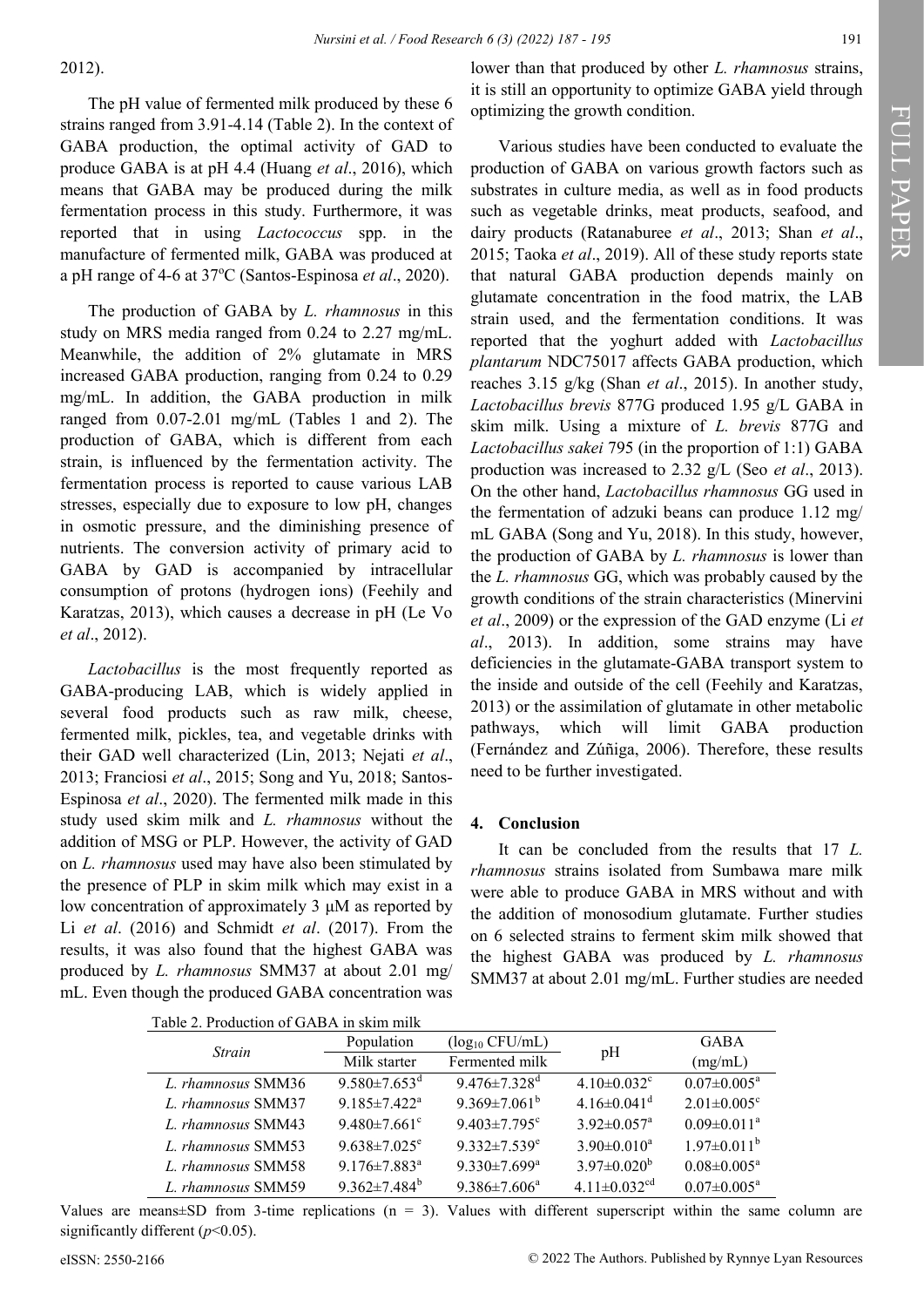2012).

The pH value of fermented milk produced by these 6 strains ranged from 3.91-4.14 (Table 2). In the context of GABA production, the optimal activity of GAD to produce GABA is at pH 4.4 (Huang *et al*., 2016), which means that GABA may be produced during the milk fermentation process in this study. Furthermore, it was reported that in using *Lactococcus* spp. in the manufacture of fermented milk, GABA was produced at a pH range of 4-6 at 37°C (Santos-Espinosa *et al*., 2020).

The production of GABA by *L. rhamnosus* in this study on MRS media ranged from 0.24 to 2.27 mg/mL. Meanwhile, the addition of 2% glutamate in MRS increased GABA production, ranging from 0.24 to 0.29 mg/mL. In addition, the GABA production in milk ranged from 0.07-2.01 mg/mL (Tables 1 and 2). The production of GABA, which is different from each strain, is influenced by the fermentation activity. The fermentation process is reported to cause various LAB stresses, especially due to exposure to low pH, changes in osmotic pressure, and the diminishing presence of nutrients. The conversion activity of primary acid to GABA by GAD is accompanied by intracellular consumption of protons (hydrogen ions) (Feehily and Karatzas, 2013), which causes a decrease in pH (Le Vo *et al*., 2012).

*Lactobacillus* is the most frequently reported as GABA-producing LAB, which is widely applied in several food products such as raw milk, cheese, fermented milk, pickles, tea, and vegetable drinks with their GAD well characterized (Lin, 2013; Nejati *et al*., 2013; Franciosi *et al*., 2015; Song and Yu, 2018; Santos-Espinosa *et al*., 2020). The fermented milk made in this study used skim milk and *L. rhamnosus* without the addition of MSG or PLP. However, the activity of GAD on *L. rhamnosus* used may have also been stimulated by the presence of PLP in skim milk which may exist in a low concentration of approximately 3 μM as reported by Li *et al*. (2016) and Schmidt *et al*. (2017). From the results, it was also found that the highest GABA was produced by *L. rhamnosus* SMM37 at about 2.01 mg/mL. Even though the produced GABA concentration was lower than that produced by other *L. rhamnosus* strains, it is still an opportunity to optimize GABA yield through optimizing the growth condition.

Various studies have been conducted to evaluate the production of GABA on various growth factors such as substrates in culture media, as well as in food products such as vegetable drinks, meat products, seafood, and dairy products (Ratanaburee *et al*., 2013; Shan *et al*., 2015; Taoka *et al*., 2019). All of these study reports state that natural GABA production depends mainly on glutamate concentration in the food matrix, the LAB strain used, and the fermentation conditions. It was reported that the yoghurt added with *Lactobacillus plantarum* NDC75017 affects GABA production, which reaches 3.15 g/kg (Shan *et al*., 2015). In another study, *Lactobacillus brevis* 877G produced 1.95 g/L GABA in skim milk. Using a mixture of *L. brevis* 877G and *Lactobacillus sakei* 795 (in the proportion of 1:1) GABA production was increased to 2.32 g/L (Seo *et al*., 2013). On the other hand, *Lactobacillus rhamnosus* GG used in the fermentation of adzuki beans can produce 1.12 mg/mL GABA (Song and Yu, 2018). In this study, however, the production of GABA by *L. rhamnosus* is lower than the *L. rhamnosus* GG, which was probably caused by the growth conditions of the strain characteristics (Minervini *et al*., 2009) or the expression of the GAD enzyme (Li *et al*., 2013). In addition, some strains may have deficiencies in the glutamate-GABA transport system to the inside and outside of the cell (Feehily and Karatzas, 2013) or the assimilation of glutamate in other metabolic pathways, which will limit GABA production (Fernández and Zúñiga, 2006). Therefore, these results need to be further investigated.

## 4. Conclusion

It can be concluded from the results that 17 *L. rhamnosus* strains isolated from Sumbawa mare milk were able to produce GABA in MRS without and with the addition of monosodium glutamate. Further studies on 6 selected strains to ferment skim milk showed that the highest GABA was produced by *L. rhamnosus* SMM37 at about 2.01 mg/mL. Further studies are needed

Table 2. Production of GABA in skim milk

| Strain | Population ($\log_{10}$ CFU/mL) | | pH | GABA (mg/mL) |
|---|---|---|---|---|
| | Milk starter | Fermented milk | | |
| *L. rhamnosus* SMM36 | 9.580±7.653$^{d}$ | 9.476±7.328$^{d}$ | 4.10±0.032$^{c}$ | 0.07±0.005$^{a}$ |
| *L. rhamnosus* SMM37 | 9.185±7.422$^{a}$ | 9.369±7.061$^{b}$ | 4.16±0.041$^{d}$ | 2.01±0.005$^{c}$ |
| *L. rhamnosus* SMM43 | 9.480±7.661$^{c}$ | 9.403±7.795$^{c}$ | 3.92±0.057$^{a}$ | 0.09±0.011$^{a}$ |
| *L. rhamnosus* SMM53 | 9.638±7.025$^{e}$ | 9.332±7.539$^{e}$ | 3.90±0.010$^{a}$ | 1.97±0.011$^{b}$ |
| *L. rhamnosus* SMM58 | 9.176±7.883$^{a}$ | 9.330±7.699$^{a}$ | 3.97±0.020$^{b}$ | 0.08±0.005$^{a}$ |
| *L. rhamnosus* SMM59 | 9.362±7.484$^{b}$ | 9.386±7.606$^{a}$ | 4.11±0.032$^{cd}$ | 0.07±0.005$^{a}$ |

Values are means±SD from 3-time replications (n = 3). Values with different superscript within the same column are significantly different ($p<0.05$).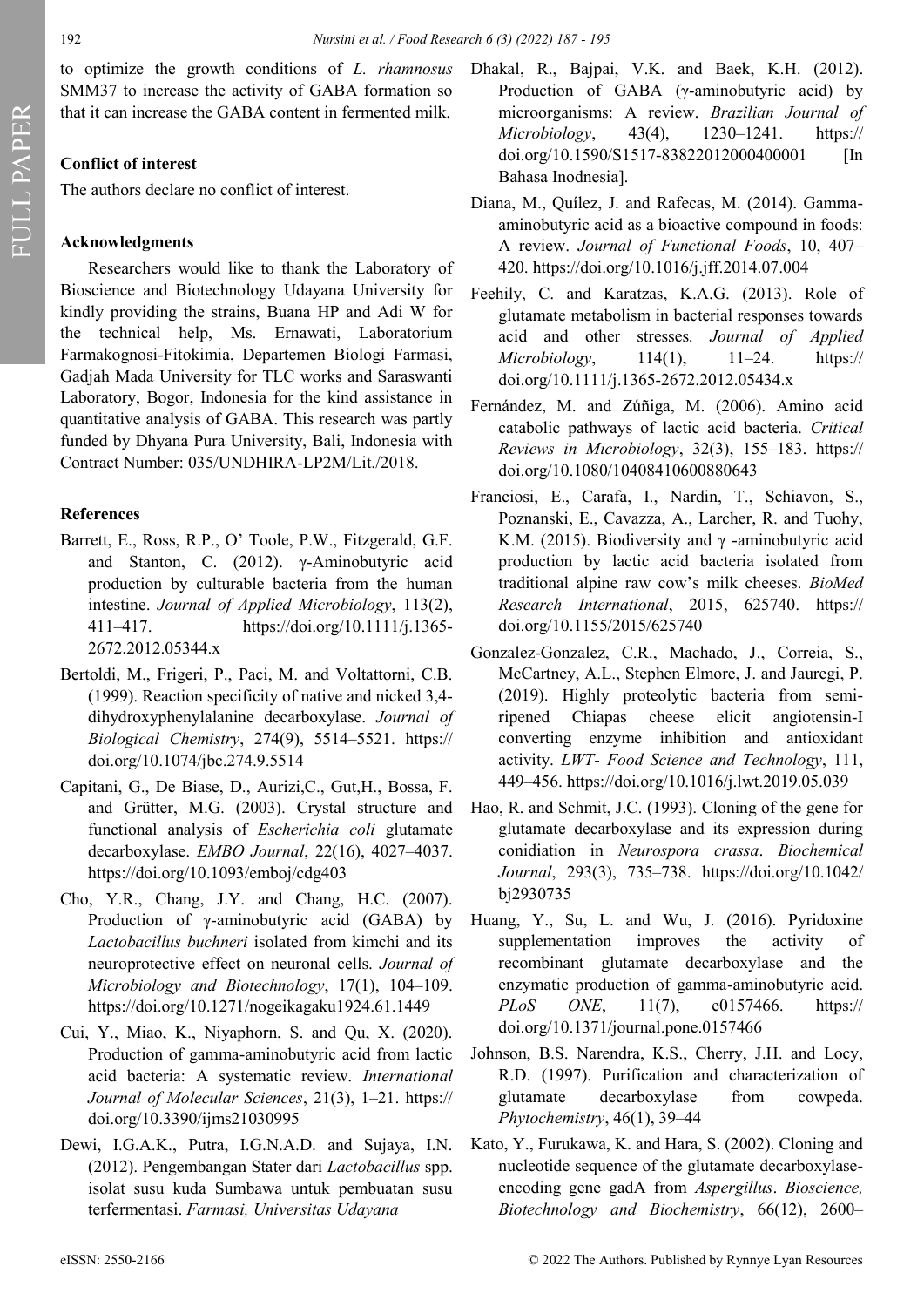to optimize the growth conditions of *L. rhamnosus* SMM37 to increase the activity of GABA formation so that it can increase the GABA content in fermented milk.

## Conflict of interest

The authors declare no conflict of interest.

## Acknowledgments

Researchers would like to thank the Laboratory of Bioscience and Biotechnology Udayana University for kindly providing the strains, Buana HP and Adi W for the technical help, Ms. Ernawati, Laboratorium Farmakognosi-Fitokimia, Departemen Biologi Farmasi, Gadjah Mada University for TLC works and Saraswanti Laboratory, Bogor, Indonesia for the kind assistance in quantitative analysis of GABA. This research was partly funded by Dhyana Pura University, Bali, Indonesia with Contract Number: 035/UNDHIRA-LP2M/Lit./2018.

## References

Barrett, E., Ross, R.P., O' Toole, P.W., Fitzgerald, G.F. and Stanton, C. (2012). γ-Aminobutyric acid production by culturable bacteria from the human intestine. *Journal of Applied Microbiology*, 113(2), 411–417. https://doi.org/10.1111/j.1365-2672.2012.05344.x

Bertoldi, M., Frigeri, P., Paci, M. and Voltattorni, C.B. (1999). Reaction specificity of native and nicked 3,4-dihydroxyphenylalanine decarboxylase. *Journal of Biological Chemistry*, 274(9), 5514–5521. https://doi.org/10.1074/jbc.274.9.5514

Capitani, G., De Biase, D., Aurizi,C., Gut,H., Bossa, F. and Grütter, M.G. (2003). Crystal structure and functional analysis of *Escherichia coli* glutamate decarboxylase. *EMBO Journal*, 22(16), 4027–4037. https://doi.org/10.1093/emboj/cdg403

Cho, Y.R., Chang, J.Y. and Chang, H.C. (2007). Production of γ-aminobutyric acid (GABA) by *Lactobacillus buchneri* isolated from kimchi and its neuroprotective effect on neuronal cells. *Journal of Microbiology and Biotechnology*, 17(1), 104–109. https://doi.org/10.1271/nogeikagaku1924.61.1449

Cui, Y., Miao, K., Niyaphorn, S. and Qu, X. (2020). Production of gamma-aminobutyric acid from lactic acid bacteria: A systematic review. *International Journal of Molecular Sciences*, 21(3), 1–21. https://doi.org/10.3390/ijms21030995

Dewi, I.G.A.K., Putra, I.G.N.A.D. and Sujaya, I.N. (2012). Pengembangan Stater dari *Lactobacillus* spp. isolat susu kuda Sumbawa untuk pembuatan susu terfermentasi. *Farmasi, Universitas Udayana*

Dhakal, R., Bajpai, V.K. and Baek, K.H. (2012). Production of GABA (γ-aminobutyric acid) by microorganisms: A review. *Brazilian Journal of Microbiology*, 43(4), 1230–1241. https://doi.org/10.1590/S1517-83822012000400001 [In Bahasa Inodnesia].

Diana, M., Quílez, J. and Rafecas, M. (2014). Gamma-aminobutyric acid as a bioactive compound in foods: A review. *Journal of Functional Foods*, 10, 407–420. https://doi.org/10.1016/j.jff.2014.07.004

Feehily, C. and Karatzas, K.A.G. (2013). Role of glutamate metabolism in bacterial responses towards acid and other stresses. *Journal of Applied Microbiology*, 114(1), 11–24. https://doi.org/10.1111/j.1365-2672.2012.05434.x

Fernández, M. and Zúñiga, M. (2006). Amino acid catabolic pathways of lactic acid bacteria. *Critical Reviews in Microbiology*, 32(3), 155–183. https://doi.org/10.1080/10408410600880643

Franciosi, E., Carafa, I., Nardin, T., Schiavon, S., Poznanski, E., Cavazza, A., Larcher, R. and Tuohy, K.M. (2015). Biodiversity and γ -aminobutyric acid production by lactic acid bacteria isolated from traditional alpine raw cow's milk cheeses. *BioMed Research International*, 2015, 625740. https://doi.org/10.1155/2015/625740

Gonzalez-Gonzalez, C.R., Machado, J., Correia, S., McCartney, A.L., Stephen Elmore, J. and Jauregi, P. (2019). Highly proteolytic bacteria from semi-ripened Chiapas cheese elicit angiotensin-I converting enzyme inhibition and antioxidant activity. *LWT- Food Science and Technology*, 111, 449–456. https://doi.org/10.1016/j.lwt.2019.05.039

Hao, R. and Schmit, J.C. (1993). Cloning of the gene for glutamate decarboxylase and its expression during conidiation in *Neurospora crassa*. *Biochemical Journal*, 293(3), 735–738. https://doi.org/10.1042/bj2930735

Huang, Y., Su, L. and Wu, J. (2016). Pyridoxine supplementation improves the activity of recombinant glutamate decarboxylase and the enzymatic production of gamma-aminobutyric acid. *PLoS ONE*, 11(7), e0157466. https://doi.org/10.1371/journal.pone.0157466

Johnson, B.S. Narendra, K.S., Cherry, J.H. and Locy, R.D. (1997). Purification and characterization of glutamate decarboxylase from cowpeda. *Phytochemistry*, 46(1), 39–44

Kato, Y., Furukawa, K. and Hara, S. (2002). Cloning and nucleotide sequence of the glutamate decarboxylase-encoding gene gadA from *Aspergillus*. *Bioscience, Biotechnology and Biochemistry*, 66(12), 2600–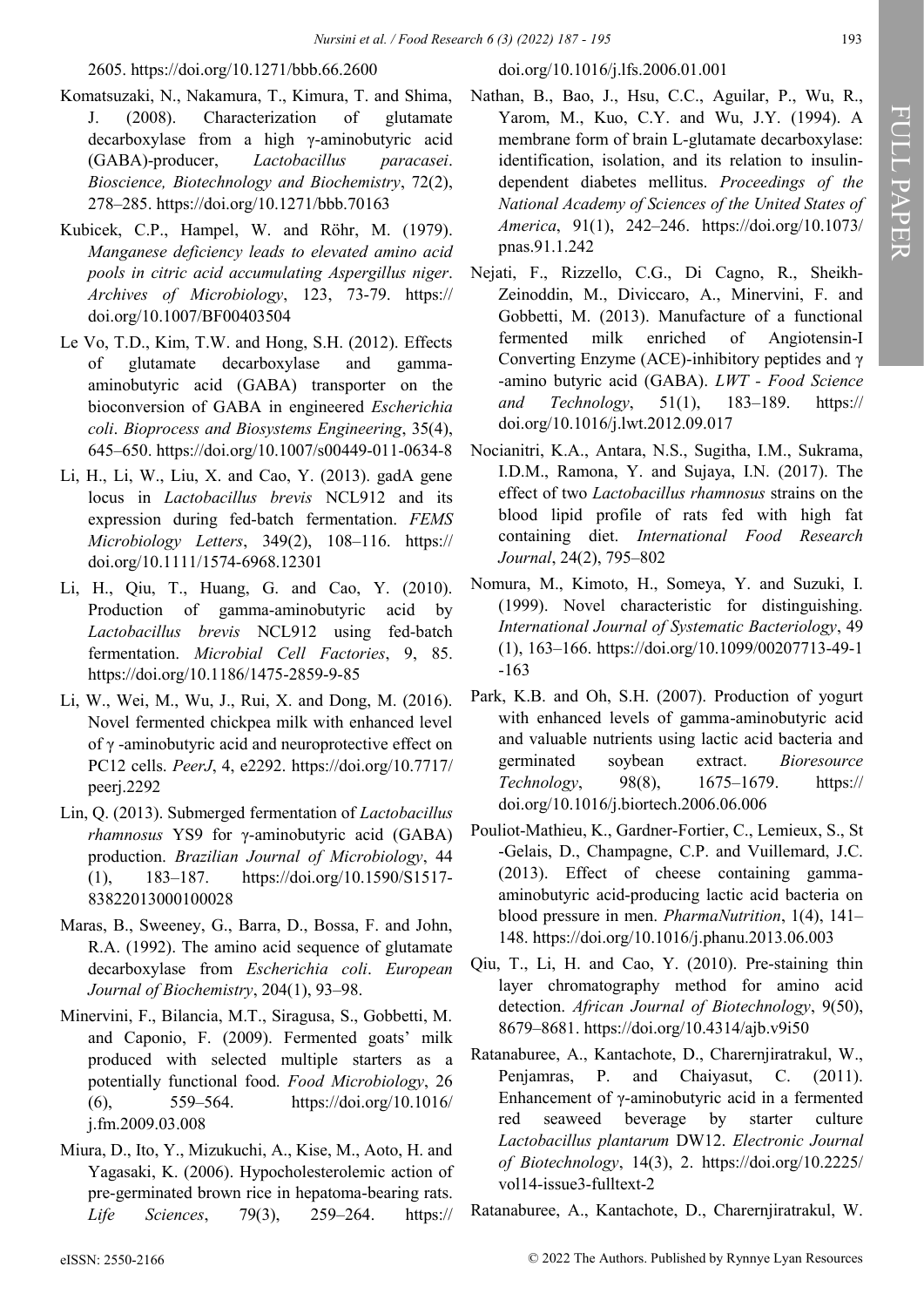2605. https://doi.org/10.1271/bbb.66.2600

Komatsuzaki, N., Nakamura, T., Kimura, T. and Shima, J. (2008). Characterization of glutamate decarboxylase from a high γ-aminobutyric acid (GABA)-producer, *Lactobacillus paracasei*. *Bioscience, Biotechnology and Biochemistry*, 72(2), 278–285. https://doi.org/10.1271/bbb.70163

Kubicek, C.P., Hampel, W. and Röhr, M. (1979). *Manganese deficiency leads to elevated amino acid pools in citric acid accumulating Aspergillus niger*. *Archives of Microbiology*, 123, 73-79. https://doi.org/10.1007/BF00403504

Le Vo, T.D., Kim, T.W. and Hong, S.H. (2012). Effects of glutamate decarboxylase and gamma-aminobutyric acid (GABA) transporter on the bioconversion of GABA in engineered *Escherichia coli*. *Bioprocess and Biosystems Engineering*, 35(4), 645–650. https://doi.org/10.1007/s00449-011-0634-8

Li, H., Li, W., Liu, X. and Cao, Y. (2013). gadA gene locus in *Lactobacillus brevis* NCL912 and its expression during fed-batch fermentation. *FEMS Microbiology Letters*, 349(2), 108–116. https://doi.org/10.1111/1574-6968.12301

Li, H., Qiu, T., Huang, G. and Cao, Y. (2010). Production of gamma-aminobutyric acid by *Lactobacillus brevis* NCL912 using fed-batch fermentation. *Microbial Cell Factories*, 9, 85. https://doi.org/10.1186/1475-2859-9-85

Li, W., Wei, M., Wu, J., Rui, X. and Dong, M. (2016). Novel fermented chickpea milk with enhanced level of γ -aminobutyric acid and neuroprotective effect on PC12 cells. *PeerJ*, 4, e2292. https://doi.org/10.7717/peerj.2292

Lin, Q. (2013). Submerged fermentation of *Lactobacillus rhamnosus* YS9 for γ-aminobutyric acid (GABA) production. *Brazilian Journal of Microbiology*, 44 (1), 183–187. https://doi.org/10.1590/S1517-83822013000100028

Maras, B., Sweeney, G., Barra, D., Bossa, F. and John, R.A. (1992). The amino acid sequence of glutamate decarboxylase from *Escherichia coli*. *European Journal of Biochemistry*, 204(1), 93–98.

Minervini, F., Bilancia, M.T., Siragusa, S., Gobbetti, M. and Caponio, F. (2009). Fermented goats' milk produced with selected multiple starters as a potentially functional food. *Food Microbiology*, 26 (6), 559–564. https://doi.org/10.1016/j.fm.2009.03.008

Miura, D., Ito, Y., Mizukuchi, A., Kise, M., Aoto, H. and Yagasaki, K. (2006). Hypocholesterolemic action of pre-germinated brown rice in hepatoma-bearing rats. *Life Sciences*, 79(3), 259–264. https://doi.org/10.1016/j.lfs.2006.01.001

Nathan, B., Bao, J., Hsu, C.C., Aguilar, P., Wu, R., Yarom, M., Kuo, C.Y. and Wu, J.Y. (1994). A membrane form of brain L-glutamate decarboxylase: identification, isolation, and its relation to insulin-dependent diabetes mellitus. *Proceedings of the National Academy of Sciences of the United States of America*, 91(1), 242–246. https://doi.org/10.1073/pnas.91.1.242

Nejati, F., Rizzello, C.G., Di Cagno, R., Sheikh-Zeinoddin, M., Diviccaro, A., Minervini, F. and Gobbetti, M. (2013). Manufacture of a functional fermented milk enriched of Angiotensin-I Converting Enzyme (ACE)-inhibitory peptides and γ -amino butyric acid (GABA). *LWT - Food Science and Technology*, 51(1), 183–189. https://doi.org/10.1016/j.lwt.2012.09.017

Nocianitri, K.A., Antara, N.S., Sugitha, I.M., Sukrama, I.D.M., Ramona, Y. and Sujaya, I.N. (2017). The effect of two *Lactobacillus rhamnosus* strains on the blood lipid profile of rats fed with high fat containing diet. *International Food Research Journal*, 24(2), 795–802

Nomura, M., Kimoto, H., Someya, Y. and Suzuki, I. (1999). Novel characteristic for distinguishing. *International Journal of Systematic Bacteriology*, 49 (1), 163–166. https://doi.org/10.1099/00207713-49-1-163

Park, K.B. and Oh, S.H. (2007). Production of yogurt with enhanced levels of gamma-aminobutyric acid and valuable nutrients using lactic acid bacteria and germinated soybean extract. *Bioresource Technology*, 98(8), 1675–1679. https://doi.org/10.1016/j.biortech.2006.06.006

Pouliot-Mathieu, K., Gardner-Fortier, C., Lemieux, S., St-Gelais, D., Champagne, C.P. and Vuillemard, J.C. (2013). Effect of cheese containing gamma-aminobutyric acid-producing lactic acid bacteria on blood pressure in men. *PharmaNutrition*, 1(4), 141–148. https://doi.org/10.1016/j.phanu.2013.06.003

Qiu, T., Li, H. and Cao, Y. (2010). Pre-staining thin layer chromatography method for amino acid detection. *African Journal of Biotechnology*, 9(50), 8679–8681. https://doi.org/10.4314/ajb.v9i50

Ratanaburee, A., Kantachote, D., Charernjiratrakul, W., Penjamras, P. and Chaiyasut, C. (2011). Enhancement of γ-aminobutyric acid in a fermented red seaweed beverage by starter culture *Lactobacillus plantarum* DW12. *Electronic Journal of Biotechnology*, 14(3), 2. https://doi.org/10.2225/vol14-issue3-fulltext-2

Ratanaburee, A., Kantachote, D., Charernjiratrakul, W.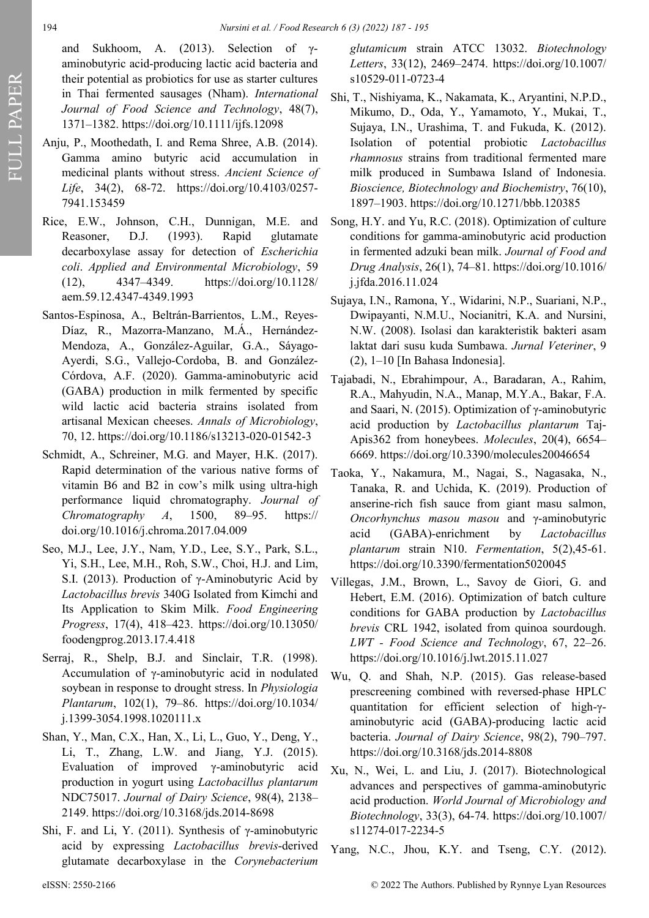and Sukhoom, A. (2013). Selection of γ-aminobutyric acid-producing lactic acid bacteria and their potential as probiotics for use as starter cultures in Thai fermented sausages (Nham). *International Journal of Food Science and Technology*, 48(7), 1371–1382. https://doi.org/10.1111/ijfs.12098

Anju, P., Moothedath, I. and Rema Shree, A.B. (2014). Gamma amino butyric acid accumulation in medicinal plants without stress. *Ancient Science of Life*, 34(2), 68-72. https://doi.org/10.4103/0257-7941.153459

Rice, E.W., Johnson, C.H., Dunnigan, M.E. and Reasoner, D.J. (1993). Rapid glutamate decarboxylase assay for detection of *Escherichia coli*. *Applied and Environmental Microbiology*, 59 (12), 4347–4349. https://doi.org/10.1128/aem.59.12.4347-4349.1993

Santos-Espinosa, A., Beltrán-Barrientos, L.M., Reyes-Díaz, R., Mazorra-Manzano, M.Á., Hernández-Mendoza, A., González-Aguilar, G.A., Sáyago-Ayerdi, S.G., Vallejo-Cordoba, B. and González-Córdova, A.F. (2020). Gamma-aminobutyric acid (GABA) production in milk fermented by specific wild lactic acid bacteria strains isolated from artisanal Mexican cheeses. *Annals of Microbiology*, 70, 12. https://doi.org/10.1186/s13213-020-01542-3

Schmidt, A., Schreiner, M.G. and Mayer, H.K. (2017). Rapid determination of the various native forms of vitamin B6 and B2 in cow's milk using ultra-high performance liquid chromatography. *Journal of Chromatography A*, 1500, 89–95. https://doi.org/10.1016/j.chroma.2017.04.009

Seo, M.J., Lee, J.Y., Nam, Y.D., Lee, S.Y., Park, S.L., Yi, S.H., Lee, M.H., Roh, S.W., Choi, H.J. and Lim, S.I. (2013). Production of γ-Aminobutyric Acid by *Lactobacillus brevis* 340G Isolated from Kimchi and Its Application to Skim Milk. *Food Engineering Progress*, 17(4), 418–423. https://doi.org/10.13050/foodengprog.2013.17.4.418

Serraj, R., Shelp, B.J. and Sinclair, T.R. (1998). Accumulation of γ-aminobutyric acid in nodulated soybean in response to drought stress. In *Physiologia Plantarum*, 102(1), 79–86. https://doi.org/10.1034/j.1399-3054.1998.1020111.x

Shan, Y., Man, C.X., Han, X., Li, L., Guo, Y., Deng, Y., Li, T., Zhang, L.W. and Jiang, Y.J. (2015). Evaluation of improved γ-aminobutyric acid production in yogurt using *Lactobacillus plantarum* NDC75017. *Journal of Dairy Science*, 98(4), 2138–2149. https://doi.org/10.3168/jds.2014-8698

Shi, F. and Li, Y. (2011). Synthesis of γ-aminobutyric acid by expressing *Lactobacillus brevis*-derived glutamate decarboxylase in the *Corynebacterium glutamicum* strain ATCC 13032. *Biotechnology Letters*, 33(12), 2469–2474. https://doi.org/10.1007/s10529-011-0723-4

Shi, T., Nishiyama, K., Nakamata, K., Aryantini, N.P.D., Mikumo, D., Oda, Y., Yamamoto, Y., Mukai, T., Sujaya, I.N., Urashima, T. and Fukuda, K. (2012). Isolation of potential probiotic *Lactobacillus rhamnosus* strains from traditional fermented mare milk produced in Sumbawa Island of Indonesia. *Bioscience, Biotechnology and Biochemistry*, 76(10), 1897–1903. https://doi.org/10.1271/bbb.120385

Song, H.Y. and Yu, R.C. (2018). Optimization of culture conditions for gamma-aminobutyric acid production in fermented adzuki bean milk. *Journal of Food and Drug Analysis*, 26(1), 74–81. https://doi.org/10.1016/j.jfda.2016.11.024

Sujaya, I.N., Ramona, Y., Widarini, N.P., Suariani, N.P., Dwipayanti, N.M.U., Nocianitri, K.A. and Nursini, N.W. (2008). Isolasi dan karakteristik bakteri asam laktat dari susu kuda Sumbawa. *Jurnal Veteriner*, 9 (2), 1–10 [In Bahasa Indonesia].

Tajabadi, N., Ebrahimpour, A., Baradaran, A., Rahim, R.A., Mahyudin, N.A., Manap, M.Y.A., Bakar, F.A. and Saari, N. (2015). Optimization of γ-aminobutyric acid production by *Lactobacillus plantarum* Taj-Apis362 from honeybees. *Molecules*, 20(4), 6654–6669. https://doi.org/10.3390/molecules20046654

Taoka, Y., Nakamura, M., Nagai, S., Nagasaka, N., Tanaka, R. and Uchida, K. (2019). Production of anserine-rich fish sauce from giant masu salmon, *Oncorhynchus masou masou* and γ-aminobutyric acid (GABA)-enrichment by *Lactobacillus plantarum* strain N10. *Fermentation*, 5(2),45-61. https://doi.org/10.3390/fermentation5020045

Villegas, J.M., Brown, L., Savoy de Giori, G. and Hebert, E.M. (2016). Optimization of batch culture conditions for GABA production by *Lactobacillus brevis* CRL 1942, isolated from quinoa sourdough. *LWT - Food Science and Technology*, 67, 22–26. https://doi.org/10.1016/j.lwt.2015.11.027

Wu, Q. and Shah, N.P. (2015). Gas release-based prescreening combined with reversed-phase HPLC quantitation for efficient selection of high-γ-aminobutyric acid (GABA)-producing lactic acid bacteria. *Journal of Dairy Science*, 98(2), 790–797. https://doi.org/10.3168/jds.2014-8808

Xu, N., Wei, L. and Liu, J. (2017). Biotechnological advances and perspectives of gamma-aminobutyric acid production. *World Journal of Microbiology and Biotechnology*, 33(3), 64-74. https://doi.org/10.1007/s11274-017-2234-5

Yang, N.C., Jhou, K.Y. and Tseng, C.Y. (2012).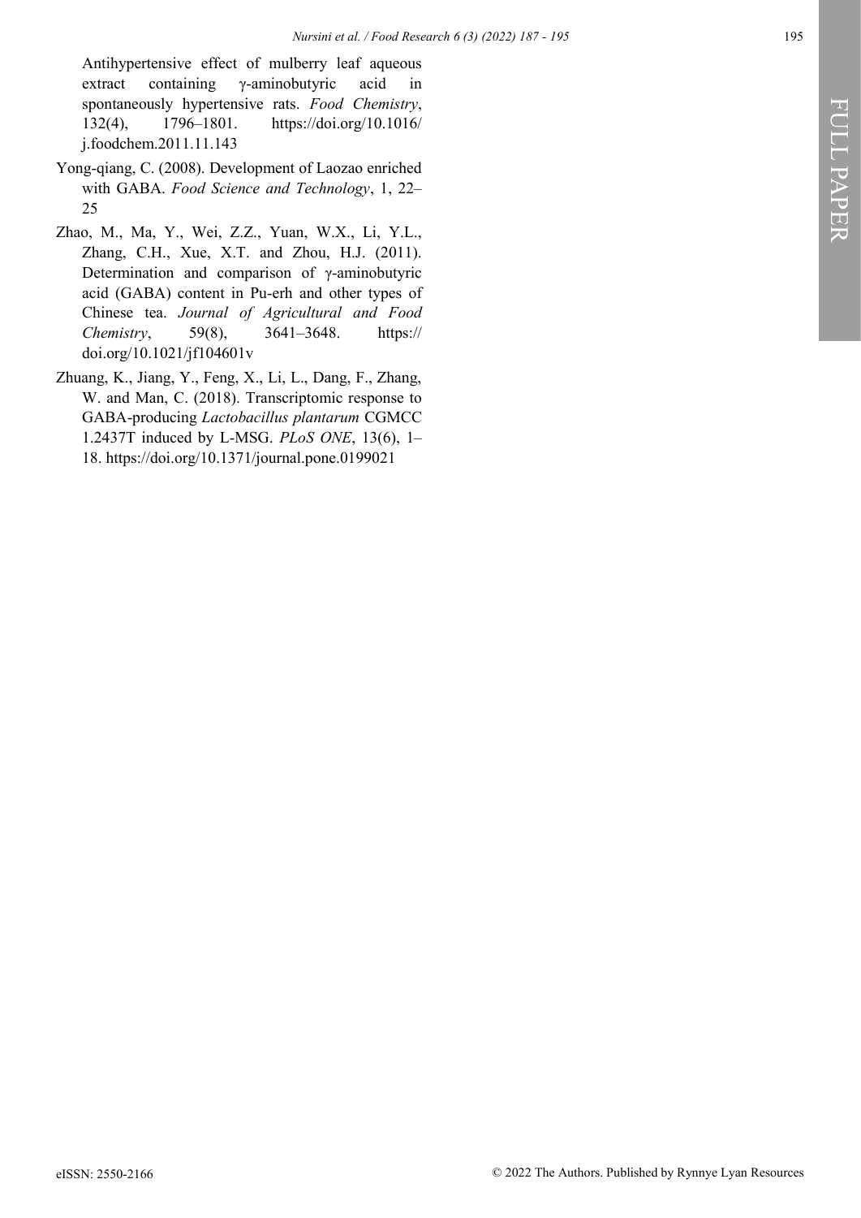Antihypertensive effect of mulberry leaf aqueous extract containing γ-aminobutyric acid in spontaneously hypertensive rats. *Food Chemistry*, 132(4), 1796–1801. https://doi.org/10.1016/j.foodchem.2011.11.143

Yong-qiang, C. (2008). Development of Laozao enriched with GABA. *Food Science and Technology*, 1, 22–25

Zhao, M., Ma, Y., Wei, Z.Z., Yuan, W.X., Li, Y.L., Zhang, C.H., Xue, X.T. and Zhou, H.J. (2011). Determination and comparison of γ-aminobutyric acid (GABA) content in Pu-erh and other types of Chinese tea. *Journal of Agricultural and Food Chemistry*, 59(8), 3641–3648. https://doi.org/10.1021/jf104601v

Zhuang, K., Jiang, Y., Feng, X., Li, L., Dang, F., Zhang, W. and Man, C. (2018). Transcriptomic response to GABA-producing *Lactobacillus plantarum* CGMCC 1.2437T induced by L-MSG. *PLoS ONE*, 13(6), 1–18. https://doi.org/10.1371/journal.pone.0199021